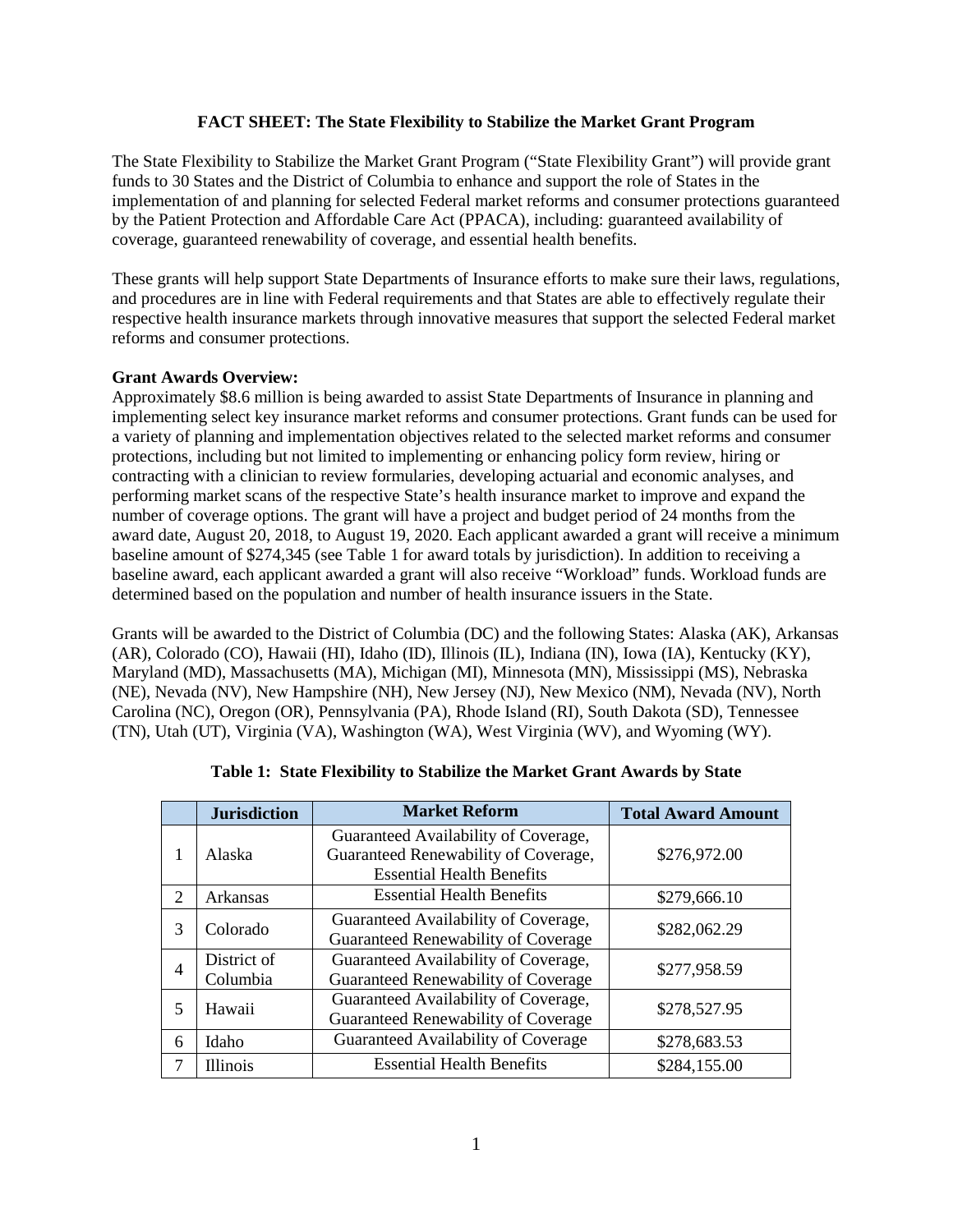**FACT SHEET: The State Flexibility to Stabilize the Market Grant Program**

The State Flexibility to Stabilize the Market Grant Program ("State Flexibility Grant") will provide grant funds to 30 States and the District of Columbia to enhance and support the role of States in the implementation of and planning for selected Federal market reforms and consumer protections guaranteed by the Patient Protection and Affordable Care Act (PPACA), including: guaranteed availability of coverage, guaranteed renewability of coverage, and essential health benefits.

These grants will help support State Departments of Insurance efforts to make sure their laws, regulations, and procedures are in line with Federal requirements and that States are able to effectively regulate their respective health insurance markets through innovative measures that support the selected Federal market reforms and consumer protections.

**Grant Awards Overview:**

Approximately $8.6 million is being awarded to assist State Departments of Insurance in planning and implementing select key insurance market reforms and consumer protections. Grant funds can be used for a variety of planning and implementation objectives related to the selected market reforms and consumer protections, including but not limited to implementing or enhancing policy form review, hiring or contracting with a clinician to review formularies, developing actuarial and economic analyses, and performing market scans of the respective State's health insurance market to improve and expand the number of coverage options. The grant will have a project and budget period of 24 months from the award date, August 20, 2018, to August 19, 2020. Each applicant awarded a grant will receive a minimum baseline amount of $274,345 (see Table 1 for award totals by jurisdiction). In addition to receiving a baseline award, each applicant awarded a grant will also receive "Workload" funds. Workload funds are determined based on the population and number of health insurance issuers in the State.

Grants will be awarded to the District of Columbia (DC) and the following States: Alaska (AK), Arkansas (AR), Colorado (CO), Hawaii (HI), Idaho (ID), Illinois (IL), Indiana (IN), Iowa (IA), Kentucky (KY), Maryland (MD), Massachusetts (MA), Michigan (MI), Minnesota (MN), Mississippi (MS), Nebraska (NE), Nevada (NV), New Hampshire (NH), New Jersey (NJ), New Mexico (NM), Nevada (NV), North Carolina (NC), Oregon (OR), Pennsylvania (PA), Rhode Island (RI), South Dakota (SD), Tennessee (TN), Utah (UT), Virginia (VA), Washington (WA), West Virginia (WV), and Wyoming (WY).

**Table 1: State Flexibility to Stabilize the Market Grant Awards by State**

| | Jurisdiction | Market Reform | Total Award Amount |
|---|---|---|---|
| 1 | Alaska | Guaranteed Availability of Coverage, Guaranteed Renewability of Coverage, Essential Health Benefits | $276,972.00 |
| 2 | Arkansas | Essential Health Benefits | $279,666.10 |
| 3 | Colorado | Guaranteed Availability of Coverage, Guaranteed Renewability of Coverage | $282,062.29 |
| 4 | District of Columbia | Guaranteed Availability of Coverage, Guaranteed Renewability of Coverage | $277,958.59 |
| 5 | Hawaii | Guaranteed Availability of Coverage, Guaranteed Renewability of Coverage | $278,527.95 |
| 6 | Idaho | Guaranteed Availability of Coverage | $278,683.53 |
| 7 | Illinois | Essential Health Benefits | $284,155.00 |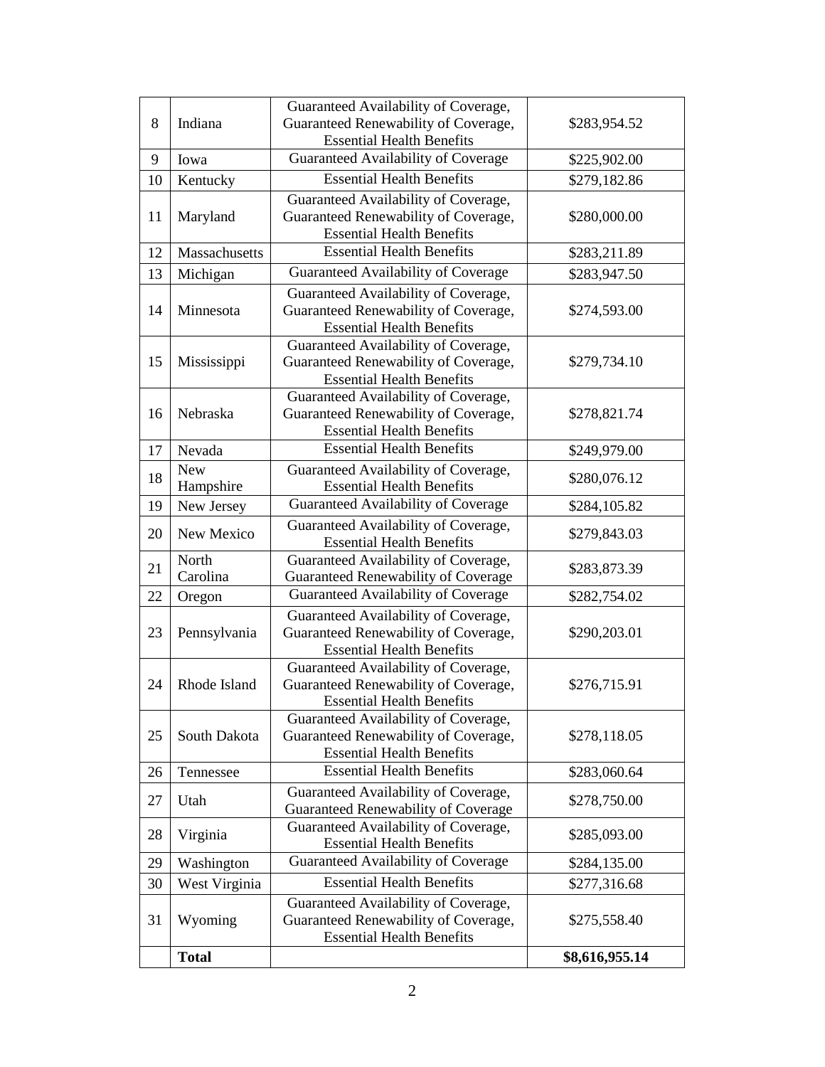| | | | |
|---|---|---|---|
| 8 | Indiana | Guaranteed Availability of Coverage, Guaranteed Renewability of Coverage, Essential Health Benefits | $283,954.52 |
| 9 | Iowa | Guaranteed Availability of Coverage | $225,902.00 |
| 10 | Kentucky | Essential Health Benefits | $279,182.86 |
| 11 | Maryland | Guaranteed Availability of Coverage, Guaranteed Renewability of Coverage, Essential Health Benefits | $280,000.00 |
| 12 | Massachusetts | Essential Health Benefits | $283,211.89 |
| 13 | Michigan | Guaranteed Availability of Coverage | $283,947.50 |
| 14 | Minnesota | Guaranteed Availability of Coverage, Guaranteed Renewability of Coverage, Essential Health Benefits | $274,593.00 |
| 15 | Mississippi | Guaranteed Availability of Coverage, Guaranteed Renewability of Coverage, Essential Health Benefits | $279,734.10 |
| 16 | Nebraska | Guaranteed Availability of Coverage, Guaranteed Renewability of Coverage, Essential Health Benefits | $278,821.74 |
| 17 | Nevada | Essential Health Benefits | $249,979.00 |
| 18 | New Hampshire | Guaranteed Availability of Coverage, Essential Health Benefits | $280,076.12 |
| 19 | New Jersey | Guaranteed Availability of Coverage | $284,105.82 |
| 20 | New Mexico | Guaranteed Availability of Coverage, Essential Health Benefits | $279,843.03 |
| 21 | North Carolina | Guaranteed Availability of Coverage, Guaranteed Renewability of Coverage | $283,873.39 |
| 22 | Oregon | Guaranteed Availability of Coverage | $282,754.02 |
| 23 | Pennsylvania | Guaranteed Availability of Coverage, Guaranteed Renewability of Coverage, Essential Health Benefits | $290,203.01 |
| 24 | Rhode Island | Guaranteed Availability of Coverage, Guaranteed Renewability of Coverage, Essential Health Benefits | $276,715.91 |
| 25 | South Dakota | Guaranteed Availability of Coverage, Guaranteed Renewability of Coverage, Essential Health Benefits | $278,118.05 |
| 26 | Tennessee | Essential Health Benefits | $283,060.64 |
| 27 | Utah | Guaranteed Availability of Coverage, Guaranteed Renewability of Coverage | $278,750.00 |
| 28 | Virginia | Guaranteed Availability of Coverage, Essential Health Benefits | $285,093.00 |
| 29 | Washington | Guaranteed Availability of Coverage | $284,135.00 |
| 30 | West Virginia | Essential Health Benefits | $277,316.68 |
| 31 | Wyoming | Guaranteed Availability of Coverage, Guaranteed Renewability of Coverage, Essential Health Benefits | $275,558.40 |
| | **Total** | | **$8,616,955.14** |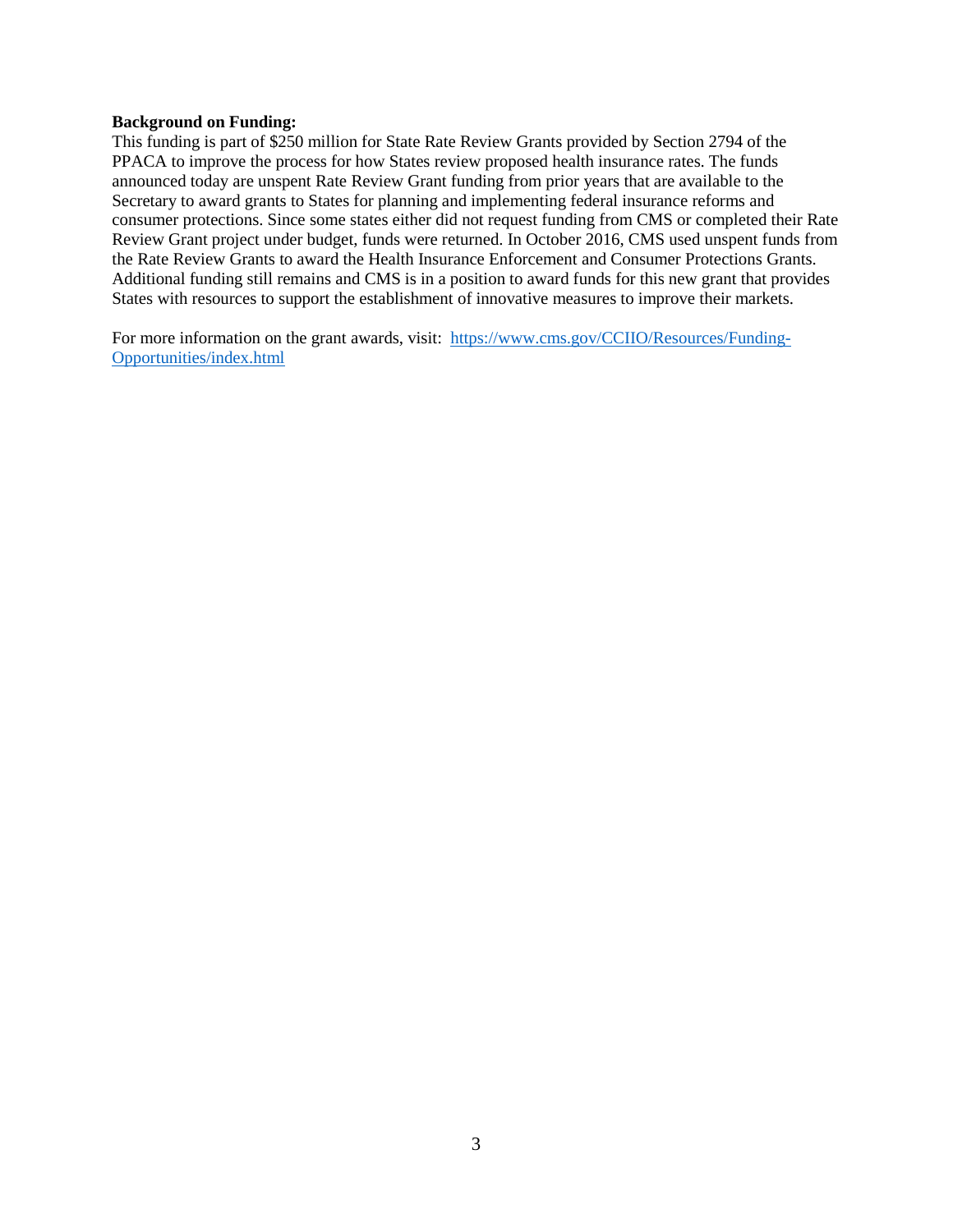**Background on Funding:**
This funding is part of $250 million for State Rate Review Grants provided by Section 2794 of the PPACA to improve the process for how States review proposed health insurance rates. The funds announced today are unspent Rate Review Grant funding from prior years that are available to the Secretary to award grants to States for planning and implementing federal insurance reforms and consumer protections. Since some states either did not request funding from CMS or completed their Rate Review Grant project under budget, funds were returned. In October 2016, CMS used unspent funds from the Rate Review Grants to award the Health Insurance Enforcement and Consumer Protections Grants. Additional funding still remains and CMS is in a position to award funds for this new grant that provides States with resources to support the establishment of innovative measures to improve their markets.

For more information on the grant awards, visit: [https://www.cms.gov/CCIIO/Resources/Funding-Opportunities/index.html](https://www.cms.gov/CCIIO/Resources/Funding-Opportunities/index.html)